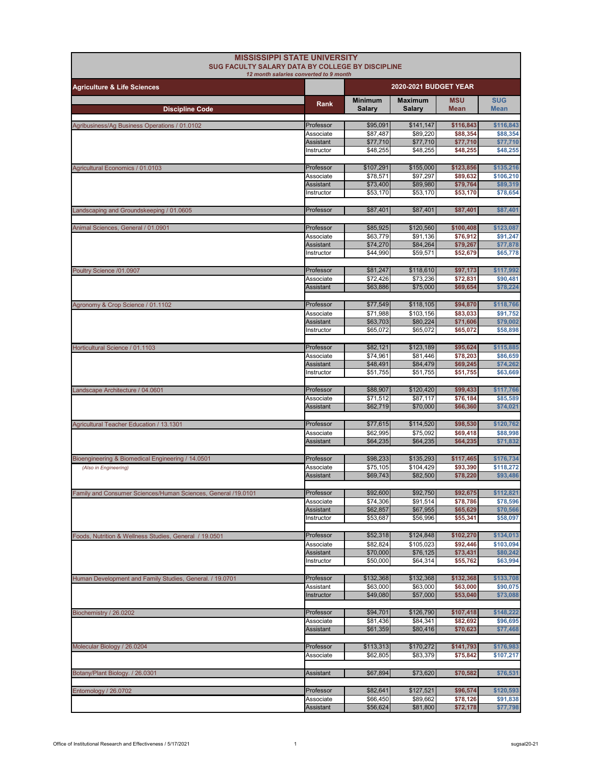# MISSISSIPPI STATE UNIVERSITY

## SUG FACULTY SALARY DATA BY COLLEGE BY DISCIPLINE

*12 month salaries converted to 9 month*

| Agriculture & Life Sciences | | 2020-2021 BUDGET YEAR | | | |
|---|---|---|---|---|---|
| **Discipline Code** | **Rank** | **Minimum Salary** | **Maximum Salary** | **MSU Mean** | **SUG Mean** |
| Agribusiness/Ag Business Operations / 01.0102 | Professor | $95,091 | $141,147 | $116,843 | $116,843 |
| | Associate | $87,487 | $89,220 | $88,354 | $88,354 |
| | Assistant | $77,710 | $77,710 | $77,710 | $77,710 |
| | Instructor | $48,255 | $48,255 | $48,255 | $48,255 |
| Agricultural Economics / 01.0103 | Professor | $107,291 | $155,000 | $123,856 | $135,216 |
| | Associate | $78,571 | $97,297 | $89,632 | $106,210 |
| | Assistant | $73,400 | $89,980 | $79,764 | $89,319 |
| | Instructor | $53,170 | $53,170 | $53,170 | $78,654 |
| Landscaping and Groundskeeping / 01.0605 | Professor | $87,401 | $87,401 | $87,401 | $87,401 |
| Animal Sciences, General / 01.0901 | Professor | $85,925 | $120,560 | $100,408 | $123,087 |
| | Associate | $63,779 | $91,136 | $76,912 | $91,247 |
| | Assistant | $74,270 | $84,264 | $79,267 | $77,878 |
| | Instructor | $44,990 | $59,571 | $52,679 | $65,778 |
| Poultry Science /01.0907 | Professor | $81,247 | $118,610 | $97,173 | $117,992 |
| | Associate | $72,426 | $73,236 | $72,831 | $90,481 |
| | Assistant | $63,886 | $75,000 | $69,654 | $78,224 |
| Agronomy & Crop Science / 01.1102 | Professor | $77,549 | $118,105 | $94,870 | $118,766 |
| | Associate | $71,988 | $103,156 | $83,033 | $91,752 |
| | Assistant | $63,703 | $80,224 | $71,606 | $79,002 |
| | Instructor | $65,072 | $65,072 | $65,072 | $58,898 |
| Horticultural Science / 01.1103 | Professor | $82,121 | $123,189 | $95,624 | $115,885 |
| | Associate | $74,961 | $81,446 | $78,203 | $86,659 |
| | Assistant | $48,491 | $84,479 | $69,245 | $74,262 |
| | Instructor | $51,755 | $51,755 | $51,755 | $63,669 |
| Landscape Architecture / 04.0601 | Professor | $88,907 | $120,420 | $99,433 | $117,766 |
| | Associate | $71,512 | $87,117 | $76,184 | $85,589 |
| | Assistant | $62,719 | $70,000 | $66,360 | $74,021 |
| Agricultural Teacher Education / 13.1301 | Professor | $77,615 | $114,520 | $98,530 | $120,762 |
| | Associate | $62,995 | $75,092 | $69,418 | $88,998 |
| | Assistant | $64,235 | $64,235 | $64,235 | $71,832 |
| Bioengineering & Biomedical Engineering / 14.0501 | Professor | $98,233 | $135,293 | $117,465 | $176,734 |
| *(Also in Engineering)* | Associate | $75,105 | $104,429 | $93,390 | $118,272 |
| | Assistant | $69,743 | $82,500 | $78,220 | $93,486 |
| Family and Consumer Sciences/Human Sciences, General /19.0101 | Professor | $92,600 | $92,750 | $92,675 | $112,821 |
| | Associate | $74,306 | $91,514 | $78,786 | $78,596 |
| | Assistant | $62,857 | $67,955 | $65,629 | $70,566 |
| | Instructor | $53,687 | $56,996 | $55,341 | $58,097 |
| Foods, Nutrition & Wellness Studies, General / 19.0501 | Professor | $52,318 | $124,848 | $102,270 | $134,013 |
| | Associate | $82,824 | $105,023 | $92,446 | $103,094 |
| | Assistant | $70,000 | $76,125 | $73,431 | $80,242 |
| | Instructor | $50,000 | $64,314 | $55,762 | $63,994 |
| Human Development and Family Studies, General. / 19.0701 | Professor | $132,368 | $132,368 | $132,368 | $133,708 |
| | Assistant | $63,000 | $63,000 | $63,000 | $90,075 |
| | Instructor | $49,080 | $57,000 | $53,040 | $73,088 |
| Biochemistry / 26.0202 | Professor | $94,701 | $126,790 | $107,418 | $148,222 |
| | Associate | $81,436 | $84,341 | $82,692 | $96,695 |
| | Assistant | $61,359 | $80,416 | $70,623 | $77,468 |
| Molecular Biology / 26.0204 | Professor | $113,313 | $170,272 | $141,793 | $176,983 |
| | Associate | $62,805 | $83,379 | $75,842 | $107,217 |
| Botany/Plant Biology. / 26.0301 | Assistant | $67,894 | $73,620 | $70,582 | $76,531 |
| Entomology / 26.0702 | Professor | $82,641 | $127,521 | $96,574 | $120,593 |
| | Associate | $66,450 | $89,662 | $78,126 | $91,838 |
| | Assistant | $56,624 | $81,800 | $72,178 | $77,798 |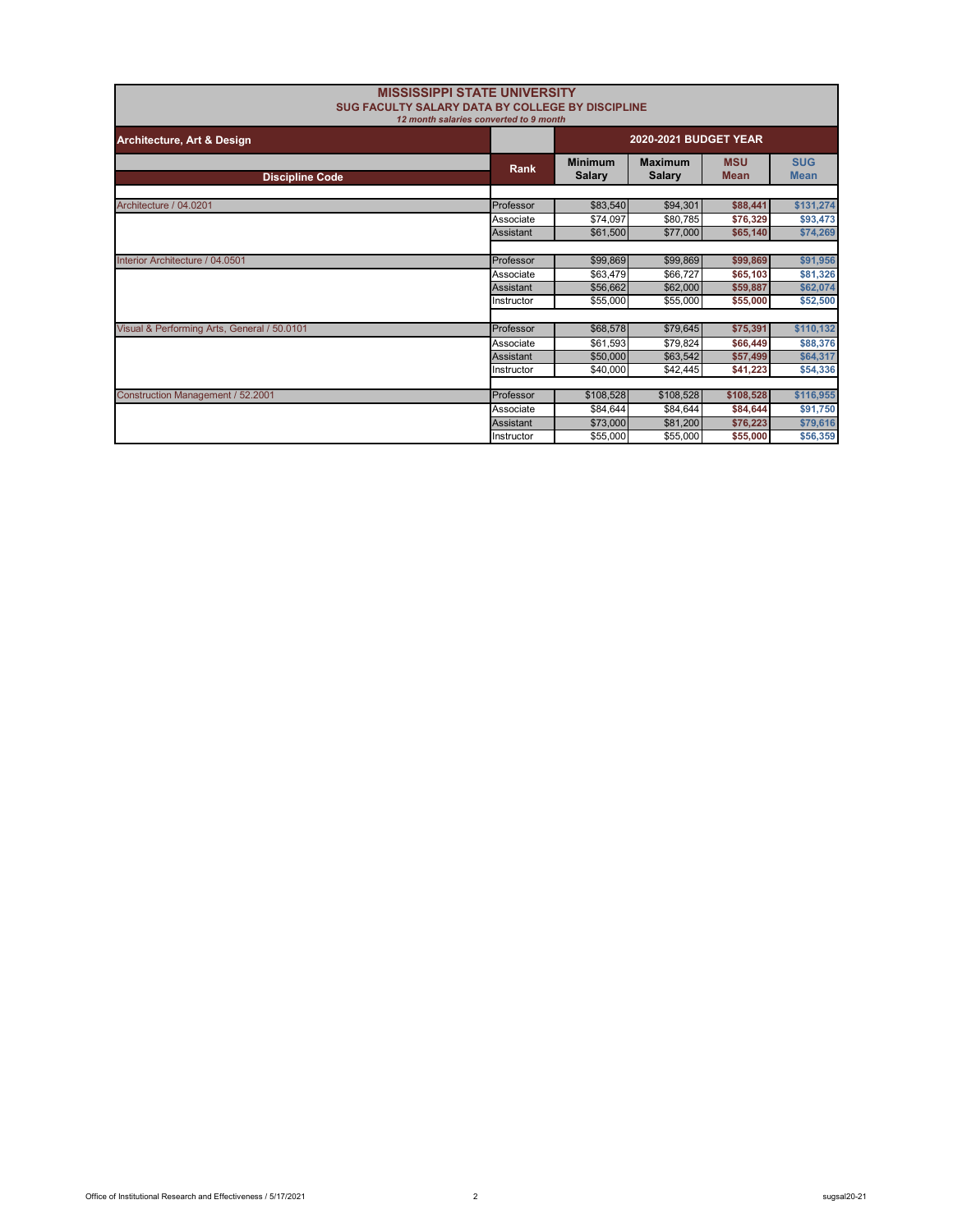# MISSISSIPPI STATE UNIVERSITY

## SUG FACULTY SALARY DATA BY COLLEGE BY DISCIPLINE

*12 month salaries converted to 9 month*

**Architecture, Art & Design** — **2020-2021 BUDGET YEAR**

| Discipline Code | Rank | Minimum Salary | Maximum Salary | MSU Mean | SUG Mean |
|---|---|---|---|---|---|
| Architecture / 04.0201 | Professor | $83,540 | $94,301 | $88,441 | $131,274 |
| | Associate | $74,097 | $80,785 | $76,329 | $93,473 |
| | Assistant | $61,500 | $77,000 | $65,140 | $74,269 |
| Interior Architecture / 04.0501 | Professor | $99,869 | $99,869 | $99,869 | $91,956 |
| | Associate | $63,479 | $66,727 | $65,103 | $81,326 |
| | Assistant | $56,662 | $62,000 | $59,887 | $62,074 |
| | Instructor | $55,000 | $55,000 | $55,000 | $52,500 |
| Visual & Performing Arts, General / 50.0101 | Professor | $68,578 | $79,645 | $75,391 | $110,132 |
| | Associate | $61,593 | $79,824 | $66,449 | $88,376 |
| | Assistant | $50,000 | $63,542 | $57,499 | $64,317 |
| | Instructor | $40,000 | $42,445 | $41,223 | $54,336 |
| Construction Management / 52.2001 | Professor | $108,528 | $108,528 | $108,528 | $116,955 |
| | Associate | $84,644 | $84,644 | $84,644 | $91,750 |
| | Assistant | $73,000 | $81,200 | $76,223 | $79,616 |
| | Instructor | $55,000 | $55,000 | $55,000 | $56,359 |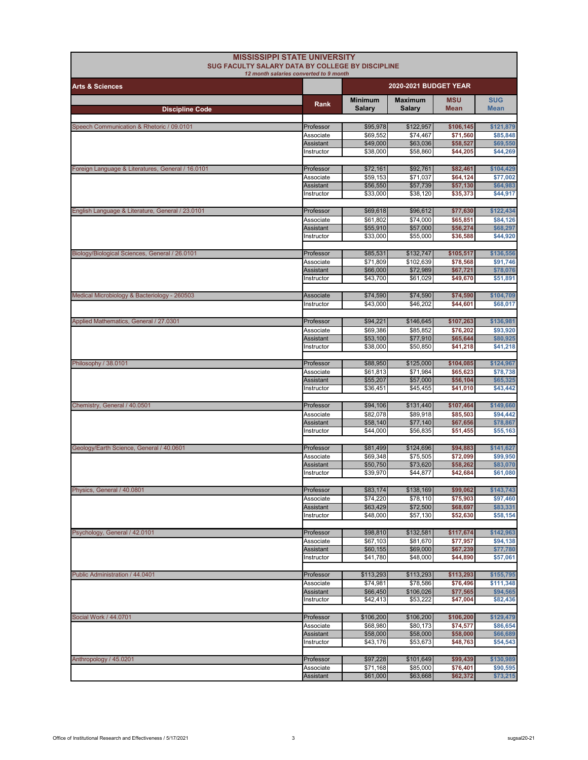# MISSISSIPPI STATE UNIVERSITY

## SUG FACULTY SALARY DATA BY COLLEGE BY DISCIPLINE

*12 month salaries converted to 9 month*

| Arts & Sciences | | 2020-2021 BUDGET YEAR | | | |
|---|---|---|---|---|---|
| **Discipline Code** | **Rank** | **Minimum Salary** | **Maximum Salary** | **MSU Mean** | **SUG Mean** |
| Speech Communication & Rhetoric / 09.0101 | Professor | $95,978 | $122,957 | $106,145 | $121,879 |
| | Associate | $69,552 | $74,467 | $71,560 | $85,848 |
| | Assistant | $49,000 | $63,036 | $58,527 | $69,550 |
| | Instructor | $38,000 | $58,860 | $44,205 | $44,269 |
| Foreign Language & Literatures, General / 16.0101 | Professor | $72,161 | $92,761 | $82,461 | $104,429 |
| | Associate | $59,153 | $71,037 | $64,124 | $77,002 |
| | Assistant | $56,550 | $57,739 | $57,130 | $64,983 |
| | Instructor | $33,000 | $38,120 | $35,373 | $44,917 |
| English Language & Literature, General / 23.0101 | Professor | $69,618 | $96,612 | $77,630 | $122,434 |
| | Associate | $61,802 | $74,000 | $65,851 | $84,126 |
| | Assistant | $55,910 | $57,000 | $56,274 | $68,297 |
| | Instructor | $33,000 | $55,000 | $36,588 | $44,920 |
| Biology/Biological Sciences, General / 26.0101 | Professor | $85,531 | $132,747 | $105,517 | $136,556 |
| | Associate | $71,809 | $102,639 | $78,568 | $91,746 |
| | Assistant | $66,000 | $72,989 | $67,721 | $78,076 |
| | Instructor | $43,700 | $61,029 | $49,670 | $51,891 |
| Medical Microbiology & Bacteriology - 260503 | Associate | $74,590 | $74,590 | $74,590 | $104,709 |
| | Instructor | $43,000 | $46,202 | $44,601 | $68,017 |
| Applied Mathematics, General / 27.0301 | Professor | $94,221 | $146,645 | $107,263 | $136,981 |
| | Associate | $69,386 | $85,852 | $76,202 | $93,920 |
| | Assistant | $53,100 | $77,910 | $65,644 | $80,925 |
| | Instructor | $38,000 | $50,850 | $41,218 | $41,218 |
| Philosophy / 38.0101 | Professor | $88,950 | $125,000 | $104,085 | $124,967 |
| | Associate | $61,813 | $71,984 | $65,623 | $78,738 |
| | Assistant | $55,207 | $57,000 | $56,104 | $65,325 |
| | Instructor | $36,451 | $45,455 | $41,010 | $43,442 |
| Chemistry, General / 40.0501 | Professor | $94,106 | $131,440 | $107,464 | $149,660 |
| | Associate | $82,078 | $89,918 | $85,503 | $94,442 |
| | Assistant | $58,140 | $77,140 | $67,656 | $78,867 |
| | Instructor | $44,000 | $56,835 | $51,455 | $55,163 |
| Geology/Earth Science, General / 40.0601 | Professor | $81,499 | $124,696 | $94,883 | $141,627 |
| | Associate | $69,348 | $75,505 | $72,099 | $99,950 |
| | Assistant | $50,750 | $73,620 | $58,262 | $83,070 |
| | Instructor | $39,970 | $44,877 | $42,684 | $61,080 |
| Physics, General / 40.0801 | Professor | $83,174 | $138,169 | $99,062 | $143,743 |
| | Associate | $74,220 | $78,110 | $75,903 | $97,460 |
| | Assistant | $63,429 | $72,500 | $68,697 | $83,331 |
| | Instructor | $48,000 | $57,130 | $52,630 | $58,154 |
| Psychology, General / 42.0101 | Professor | $98,810 | $132,581 | $117,674 | $142,963 |
| | Associate | $67,103 | $81,670 | $77,957 | $94,138 |
| | Assistant | $60,155 | $69,000 | $67,239 | $77,780 |
| | Instructor | $41,780 | $48,000 | $44,890 | $57,061 |
| Public Administration / 44.0401 | Professor | $113,293 | $113,293 | $113,293 | $155,795 |
| | Associate | $74,981 | $78,586 | $76,496 | $111,348 |
| | Assistant | $66,450 | $106,026 | $77,565 | $94,565 |
| | Instructor | $42,413 | $53,222 | $47,004 | $82,436 |
| Social Work / 44.0701 | Professor | $106,200 | $106,200 | $106,200 | $129,479 |
| | Associate | $68,980 | $80,173 | $74,577 | $86,654 |
| | Assistant | $58,000 | $58,000 | $58,000 | $66,689 |
| | Instructor | $43,176 | $53,673 | $48,763 | $54,543 |
| Anthropology / 45.0201 | Professor | $97,228 | $101,649 | $99,439 | $130,989 |
| | Associate | $71,168 | $85,000 | $76,401 | $90,595 |
| | Assistant | $61,000 | $63,668 | $62,372 | $73,215 |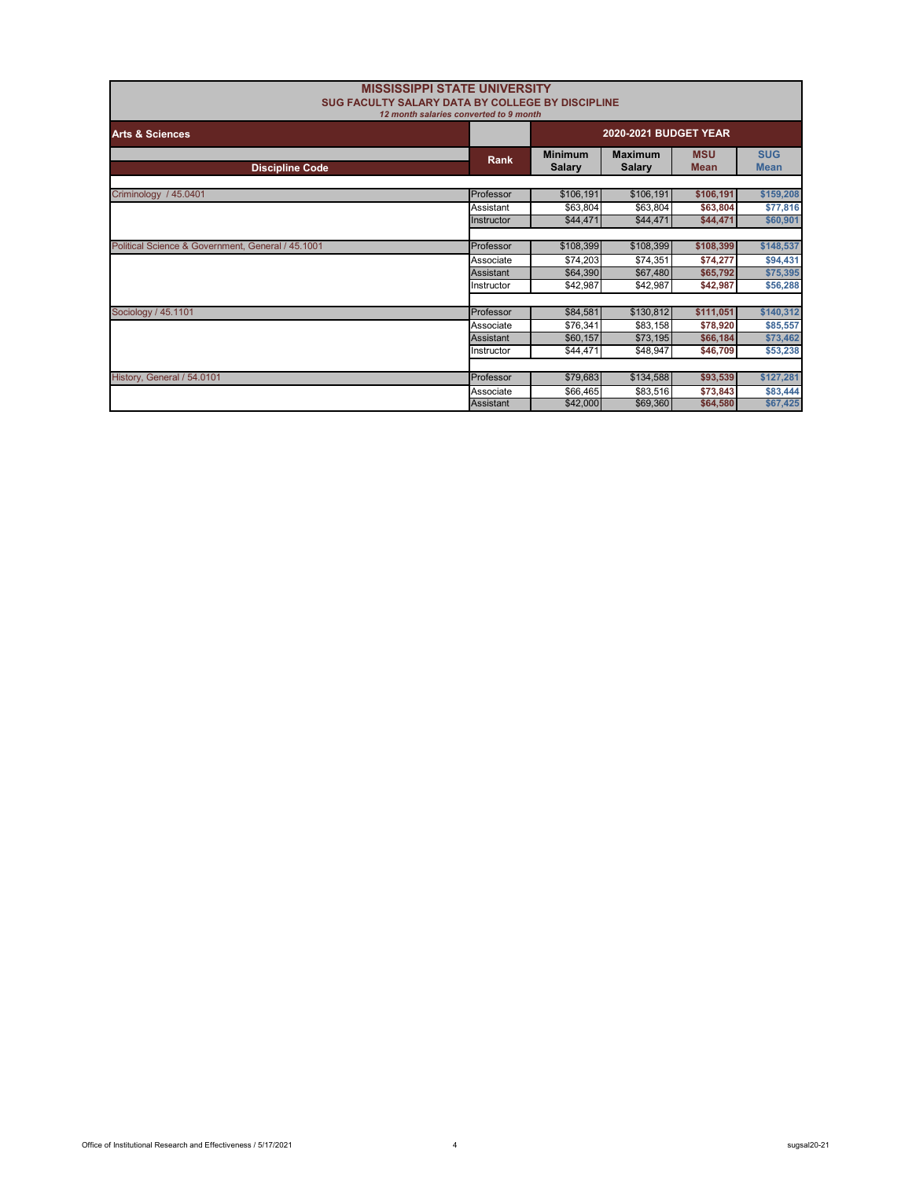# MISSISSIPPI STATE UNIVERSITY

## SUG FACULTY SALARY DATA BY COLLEGE BY DISCIPLINE

*12 month salaries converted to 9 month*

| Arts & Sciences | | 2020-2021 BUDGET YEAR | | | |
|---|---|---|---|---|---|
| **Discipline Code** | **Rank** | **Minimum Salary** | **Maximum Salary** | **MSU Mean** | **SUG Mean** |
| Criminology / 45.0401 | Professor | $106,191 | $106,191 | **$106,191** | **$159,208** |
| | Assistant | $63,804 | $63,804 | **$63,804** | **$77,816** |
| | Instructor | $44,471 | $44,471 | **$44,471** | **$60,901** |
| Political Science & Government, General / 45.1001 | Professor | $108,399 | $108,399 | **$108,399** | **$148,537** |
| | Associate | $74,203 | $74,351 | **$74,277** | **$94,431** |
| | Assistant | $64,390 | $67,480 | **$65,792** | **$75,395** |
| | Instructor | $42,987 | $42,987 | **$42,987** | **$56,288** |
| Sociology / 45.1101 | Professor | $84,581 | $130,812 | **$111,051** | **$140,312** |
| | Associate | $76,341 | $83,158 | **$78,920** | **$85,557** |
| | Assistant | $60,157 | $73,195 | **$66,184** | **$73,462** |
| | Instructor | $44,471 | $48,947 | **$46,709** | **$53,238** |
| History, General / 54.0101 | Professor | $79,683 | $134,588 | **$93,539** | **$127,281** |
| | Associate | $66,465 | $83,516 | **$73,843** | **$83,444** |
| | Assistant | $42,000 | $69,360 | **$64,580** | **$67,425** |

Office of Institutional Research and Effectiveness / 5/17/2021

sugsal20-21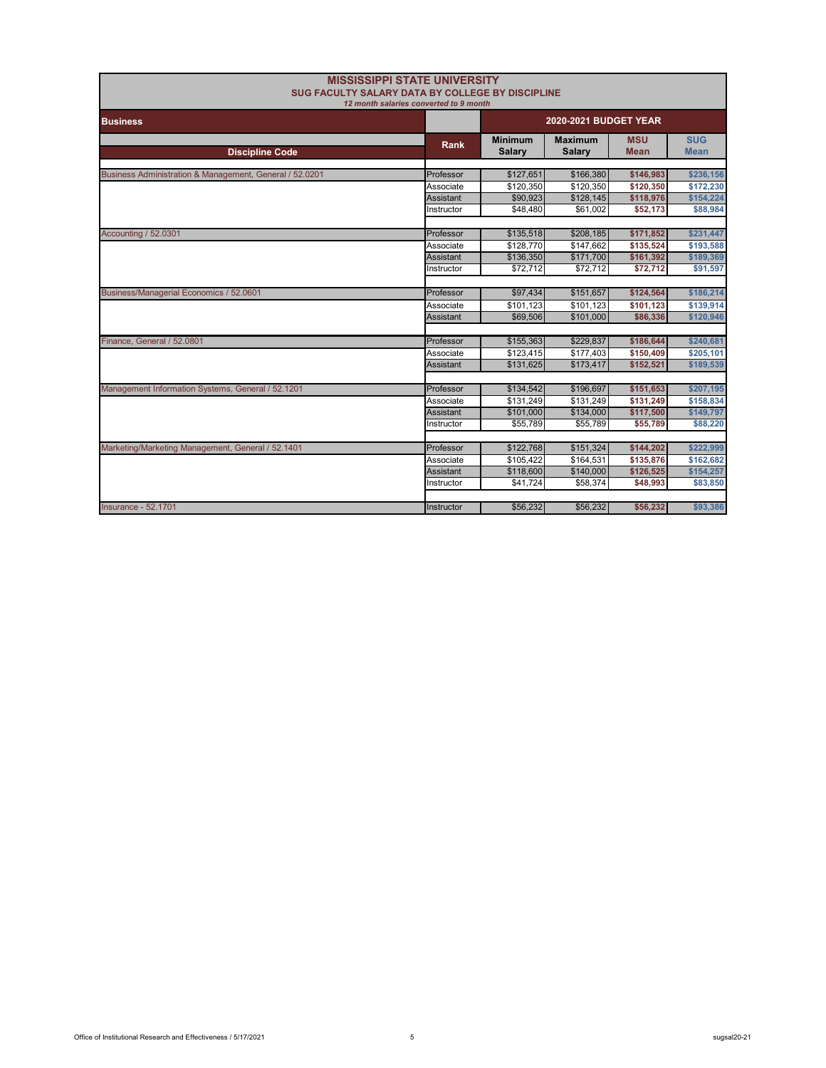# MISSISSIPPI STATE UNIVERSITY

## SUG FACULTY SALARY DATA BY COLLEGE BY DISCIPLINE

*12 month salaries converted to 9 month*

| Business | | 2020-2021 BUDGET YEAR | | | |
|---|---|---|---|---|---|
| Discipline Code | Rank | Minimum Salary | Maximum Salary | MSU Mean | SUG Mean |
| Business Administration & Management, General / 52.0201 | Professor | $127,651 | $166,380 | $146,983 | $236,156 |
| | Associate | $120,350 | $120,350 | $120,350 | $172,230 |
| | Assistant | $90,923 | $128,145 | $118,976 | $154,224 |
| | Instructor | $48,480 | $61,002 | $52,173 | $88,984 |
| Accounting / 52.0301 | Professor | $135,518 | $208,185 | $171,852 | $231,447 |
| | Associate | $128,770 | $147,662 | $135,524 | $193,588 |
| | Assistant | $136,350 | $171,700 | $161,392 | $189,369 |
| | Instructor | $72,712 | $72,712 | $72,712 | $91,597 |
| Business/Managerial Economics / 52.0601 | Professor | $97,434 | $151,657 | $124,564 | $186,214 |
| | Associate | $101,123 | $101,123 | $101,123 | $139,914 |
| | Assistant | $69,506 | $101,000 | $86,336 | $120,946 |
| Finance, General / 52.0801 | Professor | $155,363 | $229,837 | $186,644 | $240,681 |
| | Associate | $123,415 | $177,403 | $150,409 | $205,101 |
| | Assistant | $131,625 | $173,417 | $152,521 | $189,539 |
| Management Information Systems, General / 52.1201 | Professor | $134,542 | $196,697 | $151,653 | $207,195 |
| | Associate | $131,249 | $131,249 | $131,249 | $158,834 |
| | Assistant | $101,000 | $134,000 | $117,500 | $149,797 |
| | Instructor | $55,789 | $55,789 | $55,789 | $88,220 |
| Marketing/Marketing Management, General / 52.1401 | Professor | $122,768 | $151,324 | $144,202 | $222,999 |
| | Associate | $105,422 | $164,531 | $135,876 | $162,682 |
| | Assistant | $118,600 | $140,000 | $126,525 | $154,257 |
| | Instructor | $41,724 | $58,374 | $48,993 | $83,850 |
| Insurance - 52.1701 | Instructor | $56,232 | $56,232 | $56,232 | $93,386 |

Office of Institutional Research and Effectiveness / 5/17/2021 sugsal20-21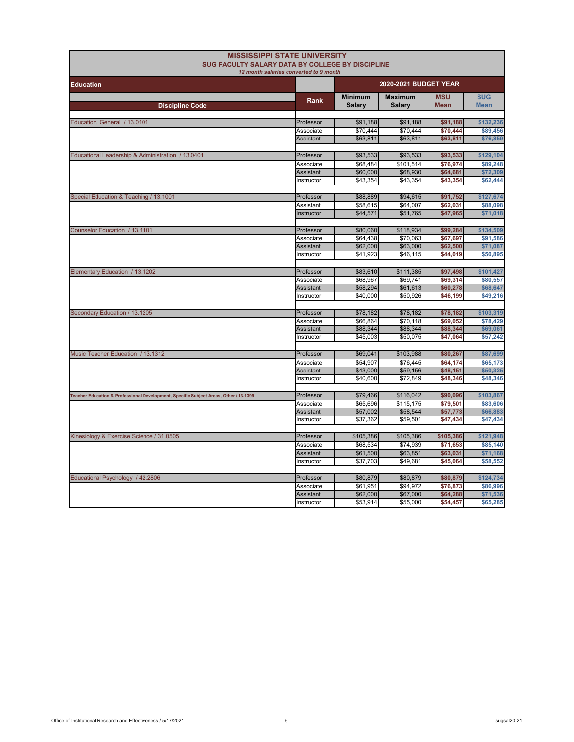# MISSISSIPPI STATE UNIVERSITY

## SUG FACULTY SALARY DATA BY COLLEGE BY DISCIPLINE

*12 month salaries converted to 9 month*

### Education

| Discipline Code | Rank | 2020-2021 BUDGET YEAR | | | |
|---|---|---|---|---|---|
| | | Minimum Salary | Maximum Salary | MSU Mean | SUG Mean |
| Education, General / 13.0101 | Professor | $91,188 | $91,188 | $91,188 | $132,236 |
| | Associate | $70,444 | $70,444 | $70,444 | $89,456 |
| | Assistant | $63,811 | $63,811 | $63,811 | $76,859 |
| Educational Leadership & Administration / 13.0401 | Professor | $93,533 | $93,533 | $93,533 | $129,104 |
| | Associate | $68,484 | $101,514 | $76,974 | $89,248 |
| | Assistant | $60,000 | $68,930 | $64,681 | $72,309 |
| | Instructor | $43,354 | $43,354 | $43,354 | $62,444 |
| Special Education & Teaching / 13.1001 | Professor | $88,889 | $94,615 | $91,752 | $127,674 |
| | Assistant | $58,615 | $64,007 | $62,031 | $88,098 |
| | Instructor | $44,571 | $51,765 | $47,965 | $71,018 |
| Counselor Education / 13.1101 | Professor | $80,060 | $118,934 | $99,284 | $134,509 |
| | Associate | $64,438 | $70,063 | $67,697 | $91,586 |
| | Assistant | $62,000 | $63,000 | $62,500 | $71,087 |
| | Instructor | $41,923 | $46,115 | $44,019 | $50,895 |
| Elementary Education / 13.1202 | Professor | $83,610 | $111,385 | $97,498 | $101,427 |
| | Associate | $68,967 | $69,741 | $69,314 | $80,557 |
| | Assistant | $58,294 | $61,613 | $60,278 | $68,647 |
| | Instructor | $40,000 | $50,926 | $46,199 | $49,216 |
| Secondary Education / 13.1205 | Professor | $78,182 | $78,182 | $78,182 | $103,319 |
| | Associate | $66,864 | $70,118 | $69,052 | $78,429 |
| | Assistant | $88,344 | $88,344 | $88,344 | $69,061 |
| | Instructor | $45,003 | $50,075 | $47,064 | $57,242 |
| Music Teacher Education / 13.1312 | Professor | $69,041 | $103,988 | $80,267 | $87,699 |
| | Associate | $54,907 | $76,445 | $64,174 | $65,173 |
| | Assistant | $43,000 | $59,156 | $48,151 | $50,325 |
| | Instructor | $40,600 | $72,849 | $48,346 | $48,346 |
| Teacher Education & Professional Development, Specific Subject Areas, Other / 13.1399 | Professor | $79,466 | $116,042 | $90,096 | $103,867 |
| | Associate | $65,696 | $115,175 | $79,501 | $83,606 |
| | Assistant | $57,002 | $58,544 | $57,773 | $66,883 |
| | Instructor | $37,362 | $59,501 | $47,434 | $47,434 |
| Kinesiology & Exercise Science / 31.0505 | Professor | $105,386 | $105,386 | $105,386 | $121,948 |
| | Associate | $68,534 | $74,939 | $71,653 | $85,140 |
| | Assistant | $61,500 | $63,851 | $63,031 | $71,168 |
| | Instructor | $37,703 | $49,681 | $45,064 | $58,552 |
| Educational Psychology / 42.2806 | Professor | $80,879 | $80,879 | $80,879 | $124,734 |
| | Associate | $61,951 | $94,972 | $76,873 | $86,996 |
| | Assistant | $62,000 | $67,000 | $64,288 | $71,536 |
| | Instructor | $53,914 | $55,000 | $54,457 | $65,285 |

Office of Institutional Research and Effectiveness / 5/17/2021 sugsal20-21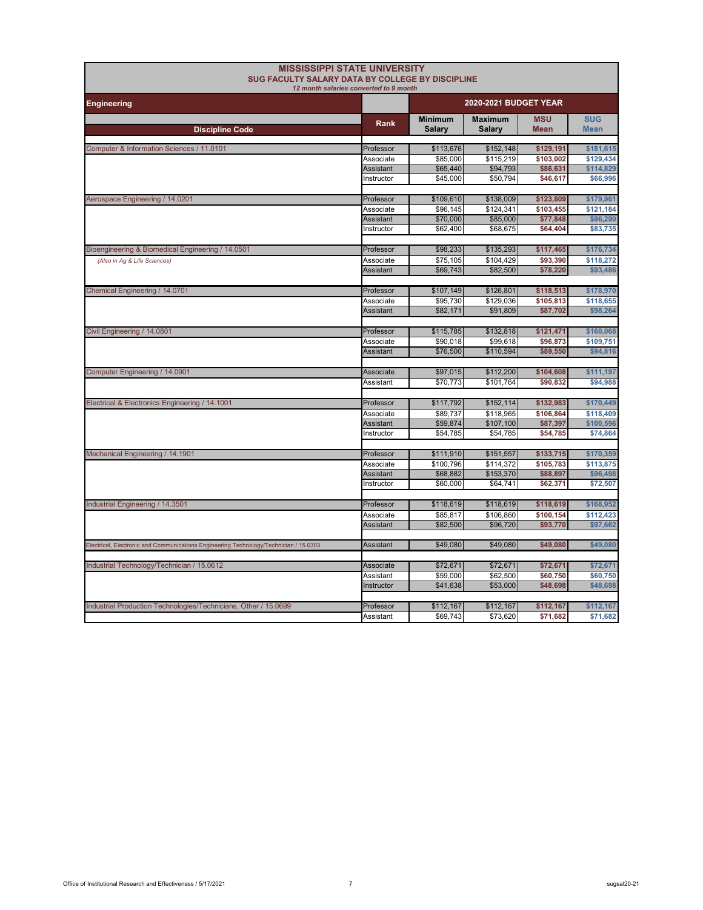# MISSISSIPPI STATE UNIVERSITY

## SUG FACULTY SALARY DATA BY COLLEGE BY DISCIPLINE

*12 month salaries converted to 9 month*

| Engineering | | 2020-2021 BUDGET YEAR | | | |
|---|---|---|---|---|---|
| **Discipline Code** | **Rank** | **Minimum Salary** | **Maximum Salary** | **MSU Mean** | **SUG Mean** |
| Computer & Information Sciences / 11.0101 | Professor | $113,676 | $152,148 | **$129,191** | **$181,615** |
| | Associate | $85,000 | $115,219 | **$103,002** | **$129,434** |
| | Assistant | $65,440 | $94,793 | **$86,631** | **$114,829** |
| | Instructor | $45,000 | $50,794 | **$46,617** | **$66,996** |
| Aerospace Engineering / 14.0201 | Professor | $109,610 | $138,009 | **$123,809** | **$179,961** |
| | Associate | $96,145 | $124,341 | **$103,455** | **$121,184** |
| | Assistant | $70,000 | $85,000 | **$77,848** | **$96,290** |
| | Instructor | $62,400 | $68,675 | **$64,404** | **$83,735** |
| Bioengineering & Biomedical Engineering / 14.0501 | Professor | $98,233 | $135,293 | **$117,465** | **$176,734** |
| *(Also in Ag & Life Sciences)* | Associate | $75,105 | $104,429 | **$93,390** | **$118,272** |
| | Assistant | $69,743 | $82,500 | **$78,220** | **$93,486** |
| Chemical Engineering / 14.0701 | Professor | $107,149 | $126,801 | **$118,513** | **$178,970** |
| | Associate | $95,730 | $129,036 | **$105,813** | **$118,655** |
| | Assistant | $82,171 | $91,809 | **$87,702** | **$98,264** |
| Civil Engineering / 14.0801 | Professor | $115,785 | $132,818 | **$121,471** | **$160,068** |
| | Associate | $90,018 | $99,618 | **$96,873** | **$109,751** |
| | Assistant | $76,500 | $110,594 | **$89,550** | **$94,816** |
| Computer Engineering / 14.0901 | Associate | $97,015 | $112,200 | **$104,608** | **$111,197** |
| | Assistant | $70,773 | $101,764 | **$90,832** | **$94,988** |
| Electrical & Electronics Engineering / 14.1001 | Professor | $117,792 | $152,114 | **$132,983** | **$170,449** |
| | Associate | $89,737 | $118,965 | **$106,864** | **$118,409** |
| | Assistant | $59,874 | $107,100 | **$87,397** | **$100,596** |
| | Instructor | $54,785 | $54,785 | **$54,785** | **$74,864** |
| Mechanical Engineering / 14.1901 | Professor | $111,910 | $151,557 | **$133,715** | **$170,359** |
| | Associate | $100,796 | $114,372 | **$105,783** | **$113,875** |
| | Assistant | $68,882 | $153,370 | **$88,897** | **$96,498** |
| | Instructor | $60,000 | $64,741 | **$62,371** | **$72,507** |
| Industrial Engineering / 14.3501 | Professor | $118,619 | $118,619 | **$118,619** | **$168,952** |
| | Associate | $85,817 | $106,860 | **$100,154** | **$112,423** |
| | Assistant | $82,500 | $96,720 | **$93,770** | **$97,662** |
| Electrical, Electronic and Communications Engineering Technology/Technician / 15.0303 | Assistant | $49,080 | $49,080 | **$49,080** | **$49,080** |
| Industrial Technology/Technician / 15.0612 | Associate | $72,671 | $72,671 | **$72,671** | **$72,671** |
| | Assistant | $59,000 | $62,500 | **$60,750** | **$60,750** |
| | Instructor | $41,638 | $53,000 | **$48,698** | **$48,698** |
| Industrial Production Technologies/Technicians, Other / 15.0699 | Professor | $112,167 | $112,167 | **$112,167** | **$112,167** |
| | Assistant | $69,743 | $73,620 | **$71,682** | **$71,682** |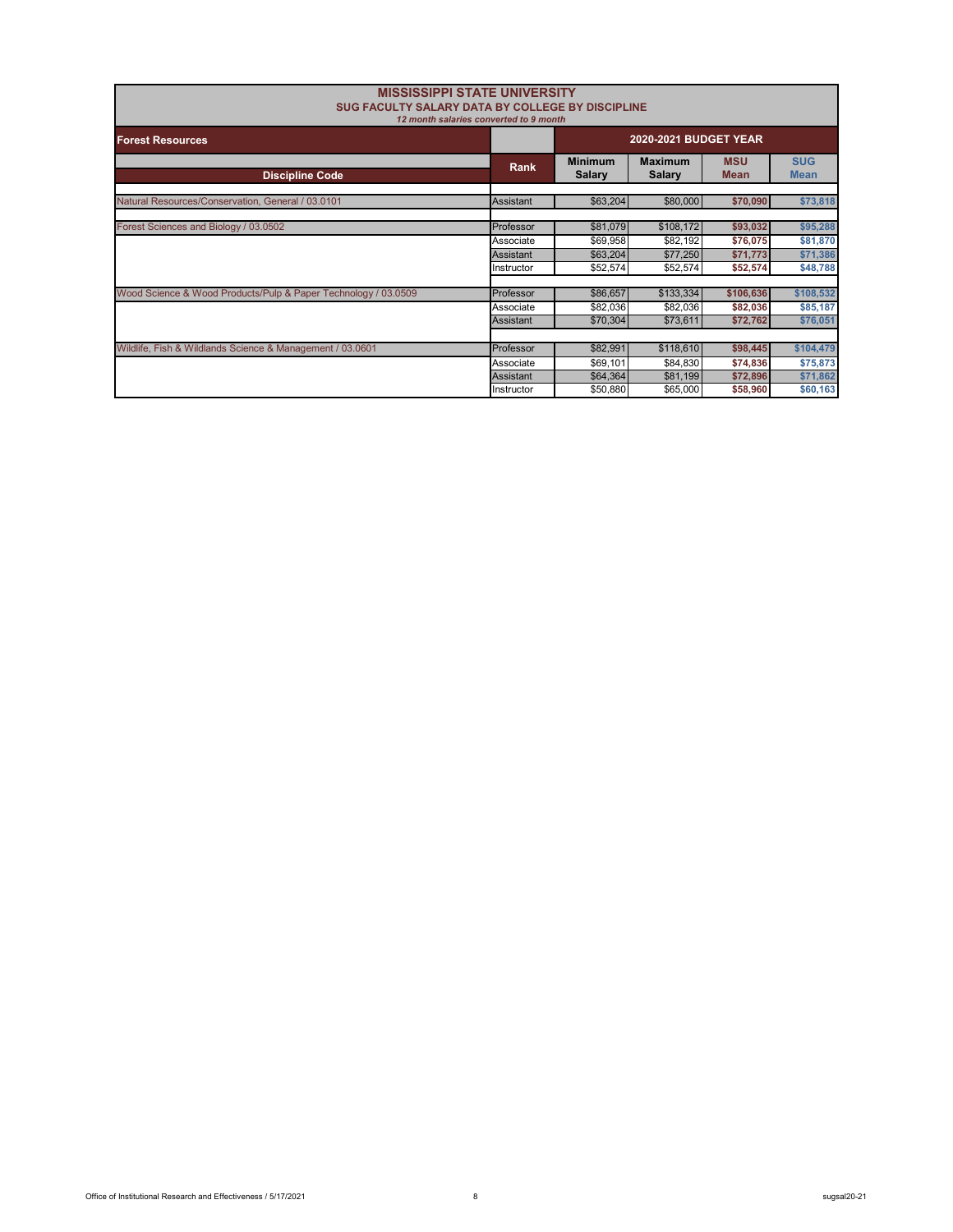# MISSISSIPPI STATE UNIVERSITY

## SUG FACULTY SALARY DATA BY COLLEGE BY DISCIPLINE

*12 month salaries converted to 9 month*

| Forest Resources | | 2020-2021 BUDGET YEAR | | | |
|---|---|---|---|---|---|
| **Discipline Code** | **Rank** | **Minimum Salary** | **Maximum Salary** | **MSU Mean** | **SUG Mean** |
| Natural Resources/Conservation, General / 03.0101 | Assistant | $63,204 | $80,000 | $70,090 | $73,818 |
| Forest Sciences and Biology / 03.0502 | Professor | $81,079 | $108,172 | $93,032 | $95,288 |
| | Associate | $69,958 | $82,192 | $76,075 | $81,870 |
| | Assistant | $63,204 | $77,250 | $71,773 | $71,386 |
| | Instructor | $52,574 | $52,574 | $52,574 | $48,788 |
| Wood Science & Wood Products/Pulp & Paper Technology / 03.0509 | Professor | $86,657 | $133,334 | $106,636 | $108,532 |
| | Associate | $82,036 | $82,036 | $82,036 | $85,187 |
| | Assistant | $70,304 | $73,611 | $72,762 | $76,051 |
| Wildlife, Fish & Wildlands Science & Management / 03.0601 | Professor | $82,991 | $118,610 | $98,445 | $104,479 |
| | Associate | $69,101 | $84,830 | $74,836 | $75,873 |
| | Assistant | $64,364 | $81,199 | $72,896 | $71,862 |
| | Instructor | $50,880 | $65,000 | $58,960 | $60,163 |

Office of Institutional Research and Effectiveness / 5/17/2021

sugsal20-21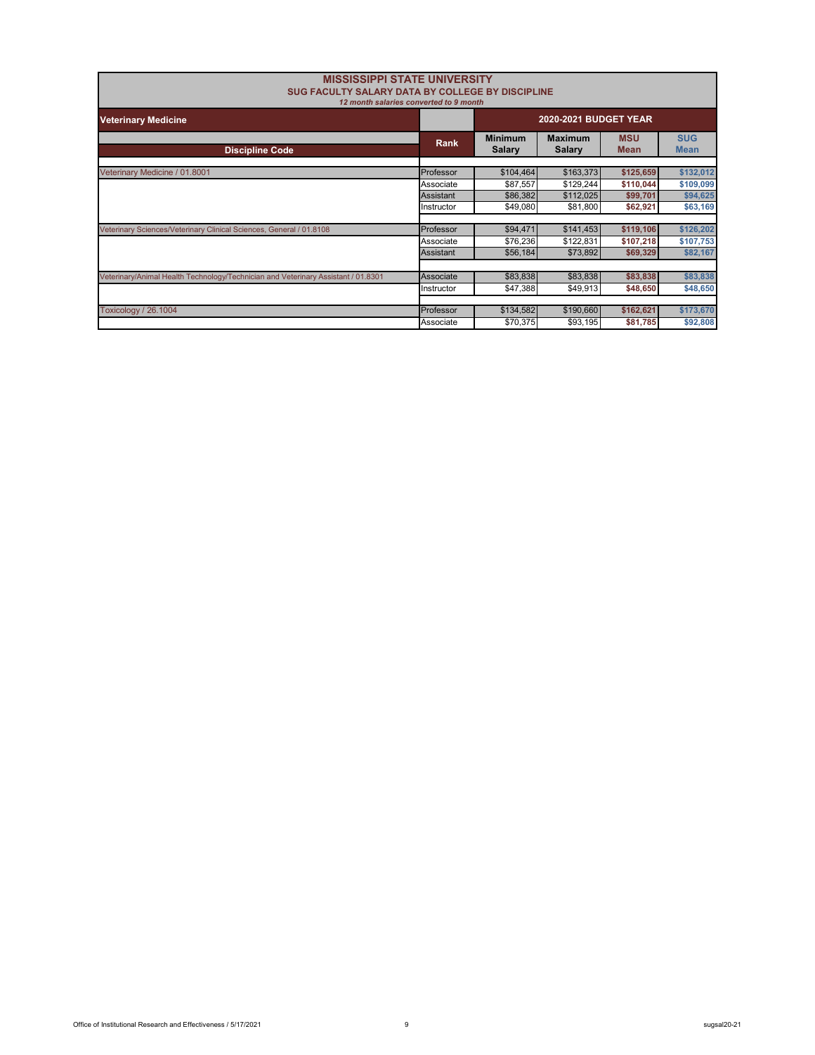# MISSISSIPPI STATE UNIVERSITY

## SUG FACULTY SALARY DATA BY COLLEGE BY DISCIPLINE

*12 month salaries converted to 9 month*

| Veterinary Medicine | | 2020-2021 BUDGET YEAR | | | |
|---|---|---|---|---|---|
| Discipline Code | Rank | Minimum Salary | Maximum Salary | MSU Mean | SUG Mean |
| Veterinary Medicine / 01.8001 | Professor | $104,464 | $163,373 | $125,659 | $132,012 |
| | Associate | $87,557 | $129,244 | $110,044 | $109,099 |
| | Assistant | $86,382 | $112,025 | $99,701 | $94,625 |
| | Instructor | $49,080 | $81,800 | $62,921 | $63,169 |
| Veterinary Sciences/Veterinary Clinical Sciences, General / 01.8108 | Professor | $94,471 | $141,453 | $119,106 | $126,202 |
| | Associate | $76,236 | $122,831 | $107,218 | $107,753 |
| | Assistant | $56,184 | $73,892 | $69,329 | $82,167 |
| Veterinary/Animal Health Technology/Technician and Veterinary Assistant / 01.8301 | Associate | $83,838 | $83,838 | $83,838 | $83,838 |
| | Instructor | $47,388 | $49,913 | $48,650 | $48,650 |
| Toxicology / 26.1004 | Professor | $134,582 | $190,660 | $162,621 | $173,670 |
| | Associate | $70,375 | $93,195 | $81,785 | $92,808 |

Office of Institutional Research and Effectiveness / 5/17/2021 sugsal20-21